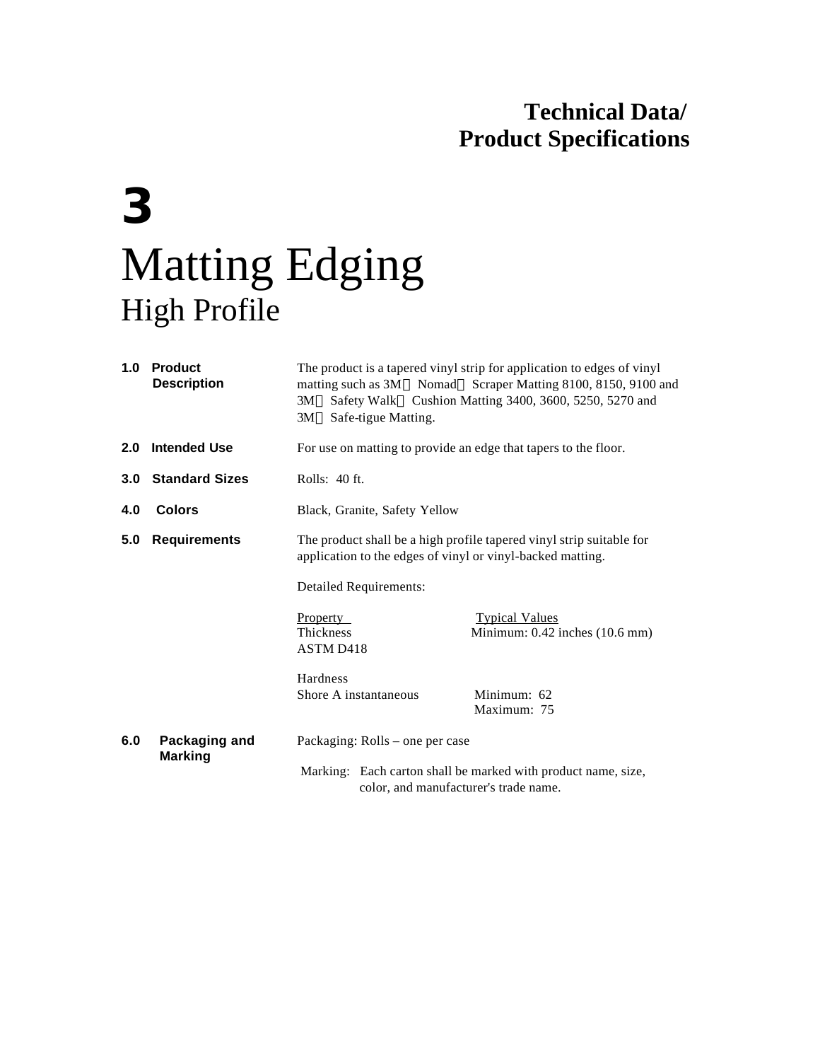**Technical Data/**
**Product Specifications**

# 3

# Matting Edging

## High Profile

**1.0 Product Description**

The product is a tapered vinyl strip for application to edges of vinyl matting such as 3M Nomad Scraper Matting 8100, 8150, 9100 and 3M Safety Walk Cushion Matting 3400, 3600, 5250, 5270 and 3M Safe-tigue Matting.

**2.0 Intended Use**

For use on matting to provide an edge that tapers to the floor.

**3.0 Standard Sizes**

Rolls: 40 ft.

**4.0 Colors**

Black, Granite, Safety Yellow

**5.0 Requirements**

The product shall be a high profile tapered vinyl strip suitable for application to the edges of vinyl or vinyl-backed matting.

Detailed Requirements:

| Property | Typical Values |
|---|---|
| Thickness<br>ASTM D418 | Minimum: 0.42 inches (10.6 mm) |
| Hardness<br>Shore A instantaneous | Minimum: 62<br>Maximum: 75 |

**6.0 Packaging and Marking**

Packaging: Rolls – one per case

Marking: Each carton shall be marked with product name, size, color, and manufacturer's trade name.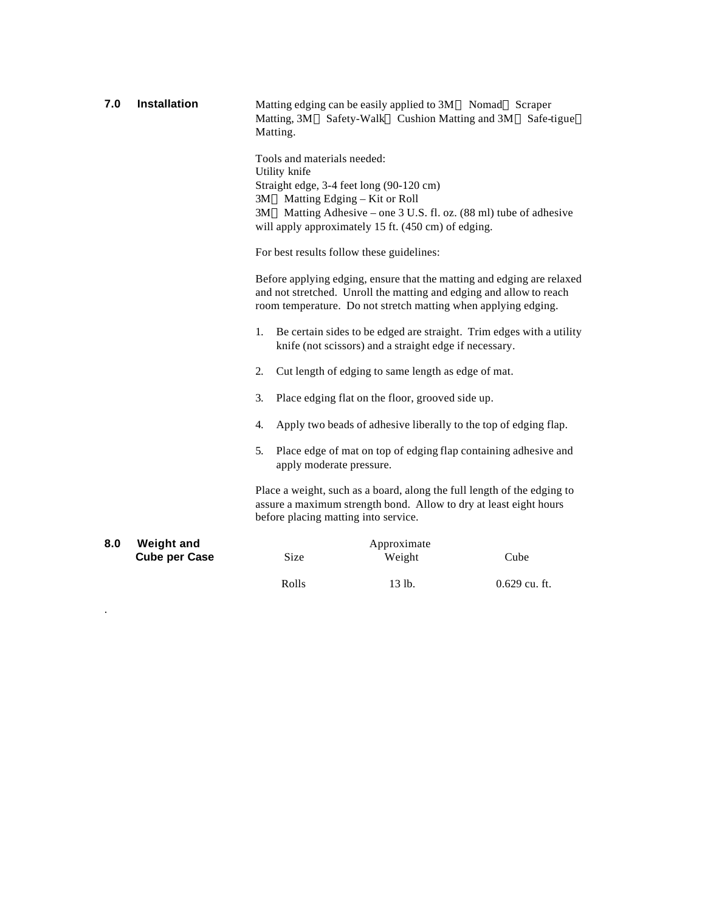## 7.0 Installation

Matting edging can be easily applied to 3M Nomad Scraper Matting, 3M Safety-Walk Cushion Matting and 3M Safe-tigue Matting.

Tools and materials needed:
Utility knife
Straight edge, 3-4 feet long (90-120 cm)
3M Matting Edging – Kit or Roll
3M Matting Adhesive – one 3 U.S. fl. oz. (88 ml) tube of adhesive will apply approximately 15 ft. (450 cm) of edging.

For best results follow these guidelines:

Before applying edging, ensure that the matting and edging are relaxed and not stretched. Unroll the matting and edging and allow to reach room temperature. Do not stretch matting when applying edging.

1. Be certain sides to be edged are straight. Trim edges with a utility knife (not scissors) and a straight edge if necessary.
2. Cut length of edging to same length as edge of mat.
3. Place edging flat on the floor, grooved side up.
4. Apply two beads of adhesive liberally to the top of edging flap.
5. Place edge of mat on top of edging flap containing adhesive and apply moderate pressure.

Place a weight, such as a board, along the full length of the edging to assure a maximum strength bond. Allow to dry at least eight hours before placing matting into service.

## 8.0 Weight and Cube per Case

| Size | Approximate Weight | Cube |
|---|---|---|
| Rolls | 13 lb. | 0.629 cu. ft. |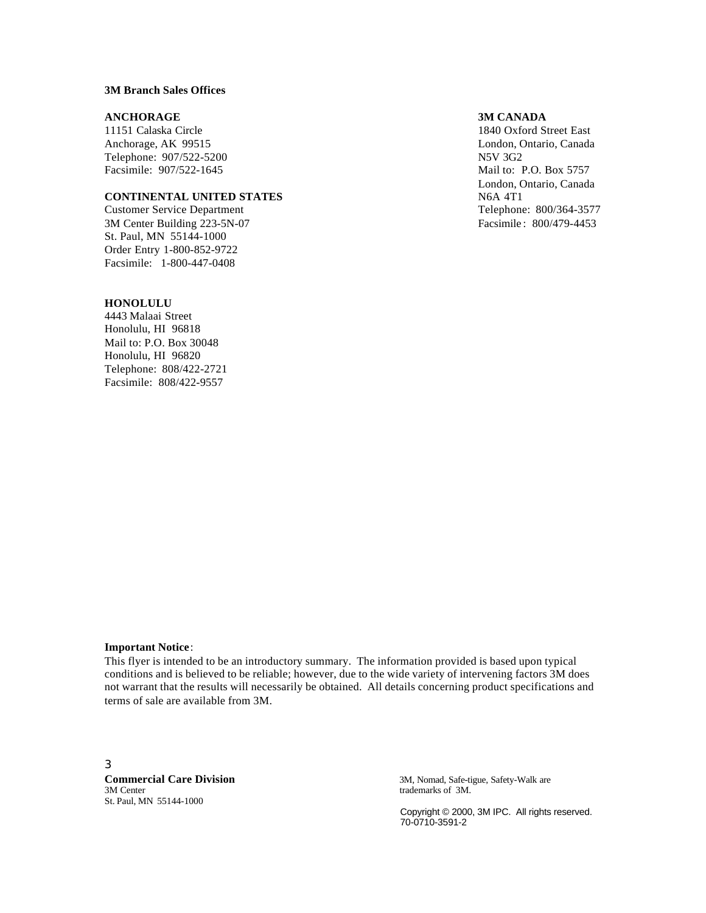**3M Branch Sales Offices**

**ANCHORAGE**
11151 Calaska Circle
Anchorage, AK 99515
Telephone: 907/522-5200
Facsimile: 907/522-1645

**CONTINENTAL UNITED STATES**
Customer Service Department
3M Center Building 223-5N-07
St. Paul, MN 55144-1000
Order Entry 1-800-852-9722
Facsimile: 1-800-447-0408

**HONOLULU**
4443 Malaai Street
Honolulu, HI 96818
Mail to: P.O. Box 30048
Honolulu, HI 96820
Telephone: 808/422-2721
Facsimile: 808/422-9557

**3M CANADA**
1840 Oxford Street East
London, Ontario, Canada
N5V 3G2
Mail to: P.O. Box 5757
London, Ontario, Canada
N6A 4T1
Telephone: 800/364-3577
Facsimile: 800/479-4453

**Important Notice**:
This flyer is intended to be an introductory summary. The information provided is based upon typical conditions and is believed to be reliable; however, due to the wide variety of intervening factors 3M does not warrant that the results will necessarily be obtained. All details concerning product specifications and terms of sale are available from 3M.

**Commercial Care Division**
3M Center
St. Paul, MN 55144-1000

3M, Nomad, Safe-tigue, Safety-Walk are trademarks of 3M.

Copyright © 2000, 3M IPC. All rights reserved.
70-0710-3591-2